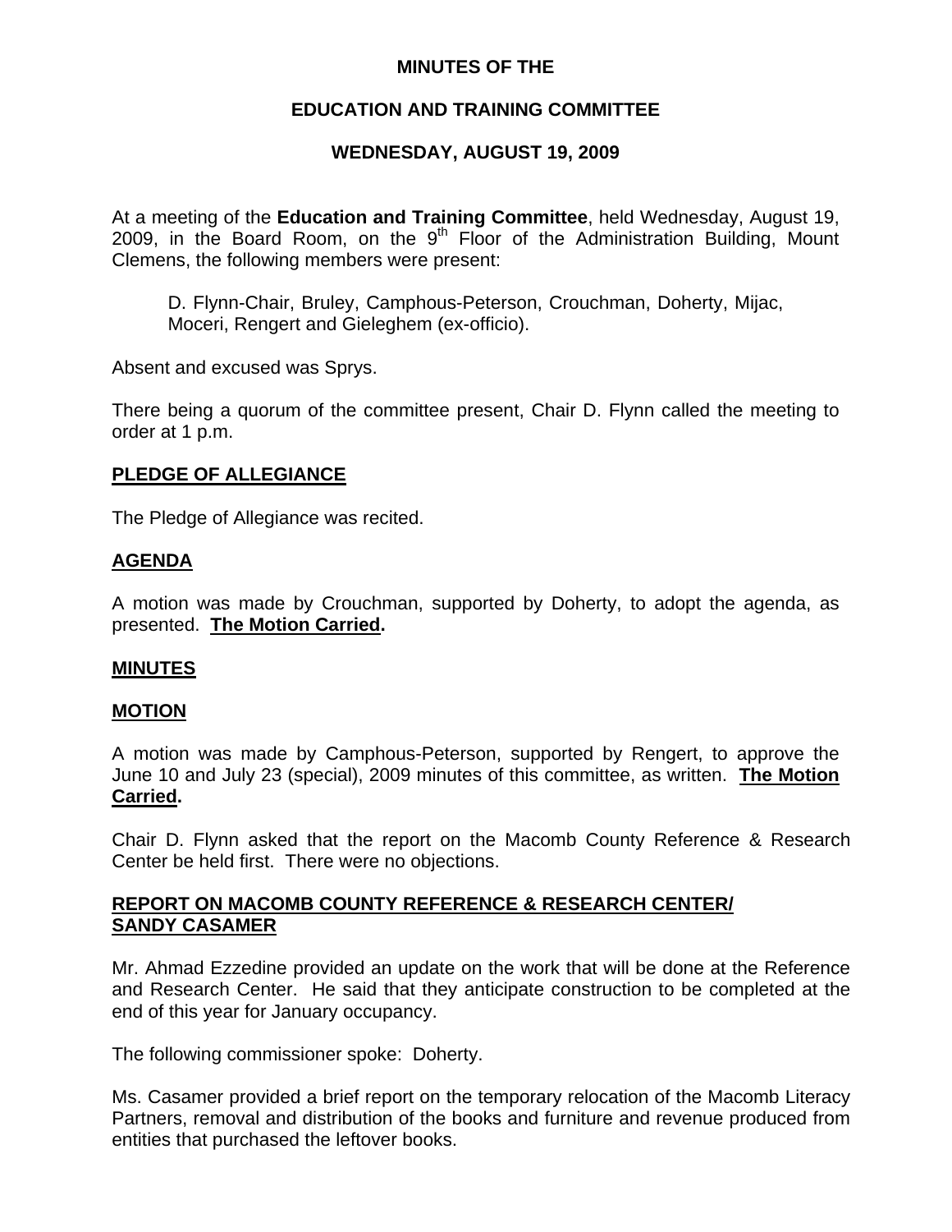# MINUTES OF THE

## EDUCATION AND TRAINING COMMITTEE

## WEDNESDAY, AUGUST 19, 2009

At a meeting of the **Education and Training Committee**, held Wednesday, August 19, 2009, in the Board Room, on the 9th Floor of the Administration Building, Mount Clemens, the following members were present:

> D. Flynn-Chair, Bruley, Camphous-Peterson, Crouchman, Doherty, Mijac, Moceri, Rengert and Gieleghem (ex-officio).

Absent and excused was Sprys.

There being a quorum of the committee present, Chair D. Flynn called the meeting to order at 1 p.m.

**PLEDGE OF ALLEGIANCE**

The Pledge of Allegiance was recited.

**AGENDA**

A motion was made by Crouchman, supported by Doherty, to adopt the agenda, as presented. **The Motion Carried.**

**MINUTES**

**MOTION**

A motion was made by Camphous-Peterson, supported by Rengert, to approve the June 10 and July 23 (special), 2009 minutes of this committee, as written. **The Motion Carried.**

Chair D. Flynn asked that the report on the Macomb County Reference & Research Center be held first. There were no objections.

**REPORT ON MACOMB COUNTY REFERENCE & RESEARCH CENTER/ SANDY CASAMER**

Mr. Ahmad Ezzedine provided an update on the work that will be done at the Reference and Research Center. He said that they anticipate construction to be completed at the end of this year for January occupancy.

The following commissioner spoke: Doherty.

Ms. Casamer provided a brief report on the temporary relocation of the Macomb Literacy Partners, removal and distribution of the books and furniture and revenue produced from entities that purchased the leftover books.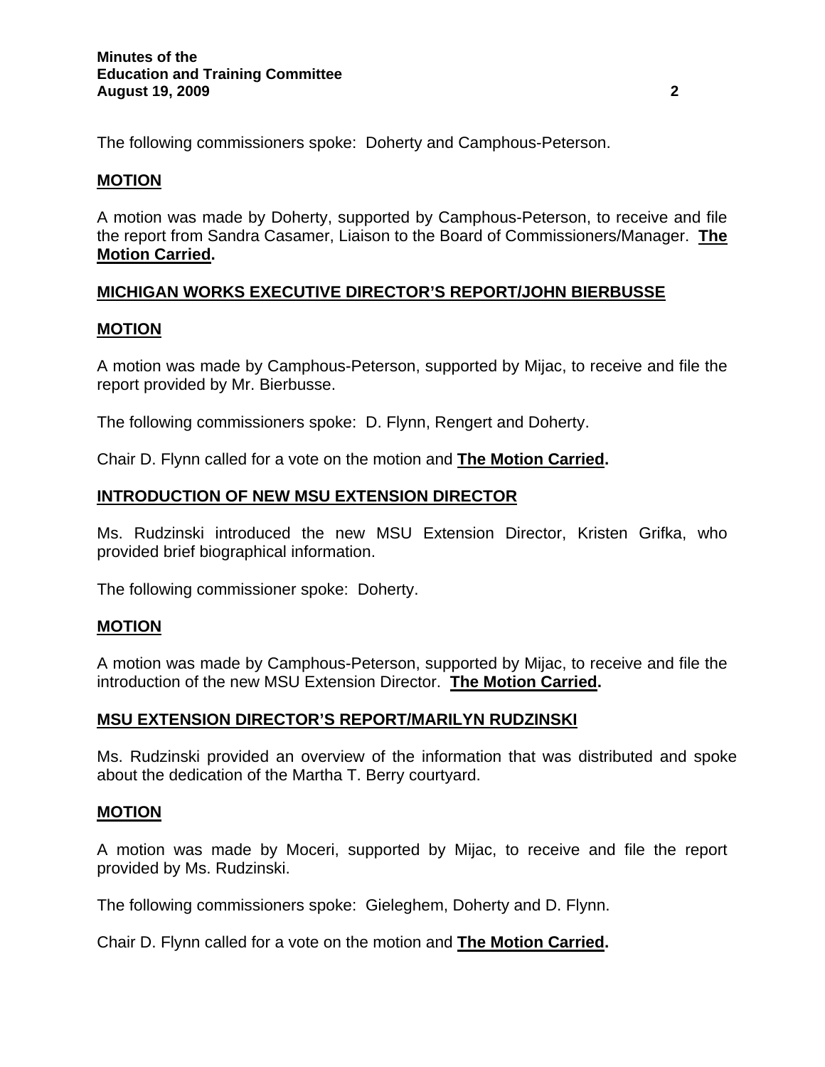The following commissioners spoke: Doherty and Camphous-Peterson.

**MOTION**

A motion was made by Doherty, supported by Camphous-Peterson, to receive and file the report from Sandra Casamer, Liaison to the Board of Commissioners/Manager. **The Motion Carried.**

**MICHIGAN WORKS EXECUTIVE DIRECTOR'S REPORT/JOHN BIERBUSSE**

**MOTION**

A motion was made by Camphous-Peterson, supported by Mijac, to receive and file the report provided by Mr. Bierbusse.

The following commissioners spoke: D. Flynn, Rengert and Doherty.

Chair D. Flynn called for a vote on the motion and **The Motion Carried.**

**INTRODUCTION OF NEW MSU EXTENSION DIRECTOR**

Ms. Rudzinski introduced the new MSU Extension Director, Kristen Grifka, who provided brief biographical information.

The following commissioner spoke: Doherty.

**MOTION**

A motion was made by Camphous-Peterson, supported by Mijac, to receive and file the introduction of the new MSU Extension Director. **The Motion Carried.**

**MSU EXTENSION DIRECTOR'S REPORT/MARILYN RUDZINSKI**

Ms. Rudzinski provided an overview of the information that was distributed and spoke about the dedication of the Martha T. Berry courtyard.

**MOTION**

A motion was made by Moceri, supported by Mijac, to receive and file the report provided by Ms. Rudzinski.

The following commissioners spoke: Gieleghem, Doherty and D. Flynn.

Chair D. Flynn called for a vote on the motion and **The Motion Carried.**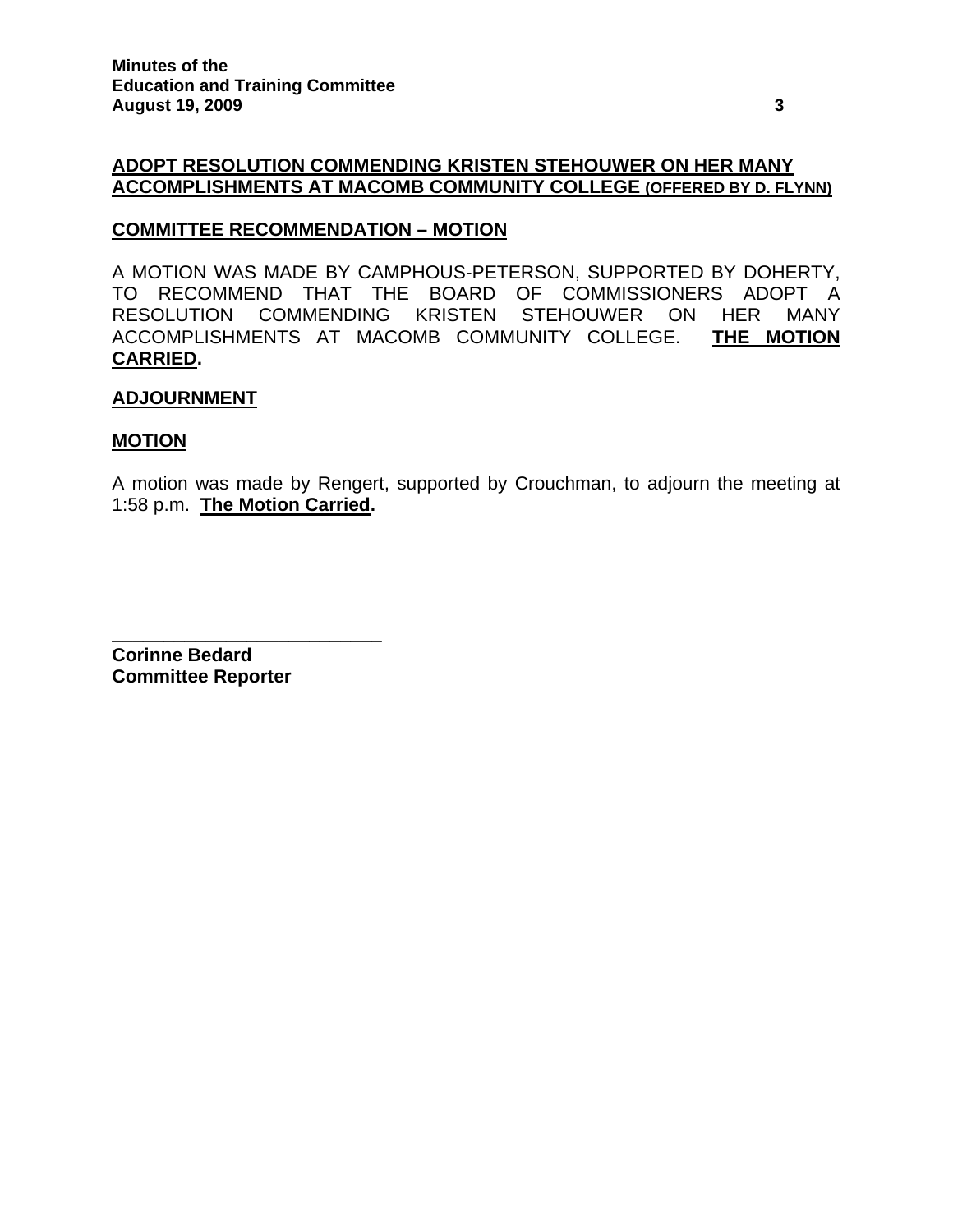**ADOPT RESOLUTION COMMENDING KRISTEN STEHOUWER ON HER MANY ACCOMPLISHMENTS AT MACOMB COMMUNITY COLLEGE (OFFERED BY D. FLYNN)**

**COMMITTEE RECOMMENDATION – MOTION**

A MOTION WAS MADE BY CAMPHOUS-PETERSON, SUPPORTED BY DOHERTY, TO RECOMMEND THAT THE BOARD OF COMMISSIONERS ADOPT A RESOLUTION COMMENDING KRISTEN STEHOUWER ON HER MANY ACCOMPLISHMENTS AT MACOMB COMMUNITY COLLEGE. **THE MOTION CARRIED.**

**ADJOURNMENT**

**MOTION**

A motion was made by Rengert, supported by Crouchman, to adjourn the meeting at 1:58 p.m. **The Motion Carried.**

\_\_\_\_\_\_\_\_\_\_\_\_\_\_\_\_\_\_\_\_\_\_\_\_\_\_

**Corinne Bedard**
**Committee Reporter**